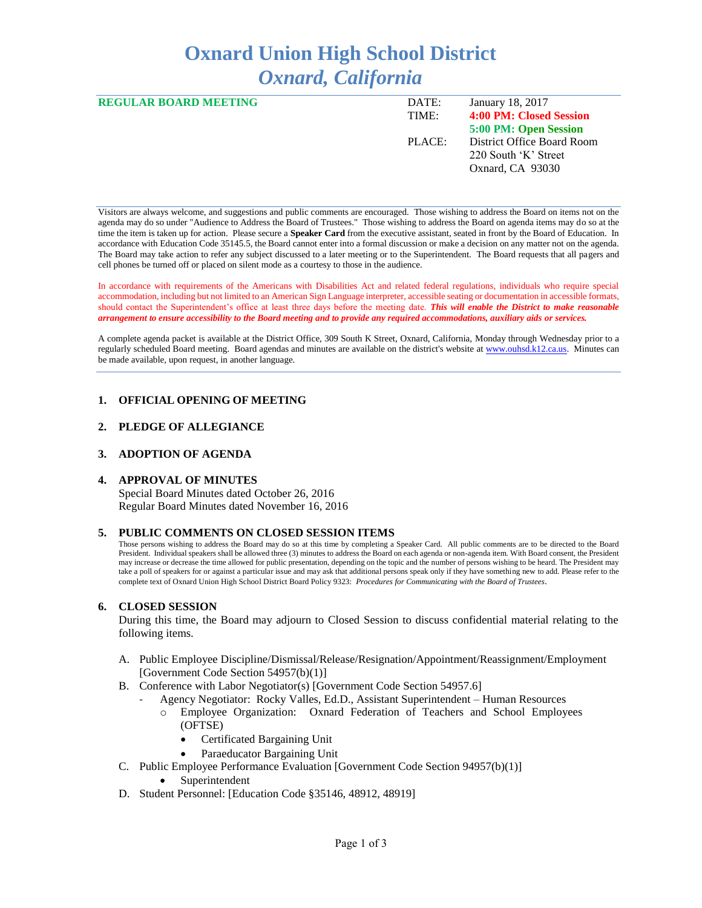# Oxnard Union High School District
## *Oxnard, California*

**REGULAR BOARD MEETING**

| | |
|---|---|
| DATE: | January 18, 2017 |
| TIME: | **4:00 PM: Closed Session** |
| | **5:00 PM: Open Session** |
| PLACE: | District Office Board Room<br>220 South 'K' Street<br>Oxnard, CA 93030 |

Visitors are always welcome, and suggestions and public comments are encouraged. Those wishing to address the Board on items not on the agenda may do so under "Audience to Address the Board of Trustees." Those wishing to address the Board on agenda items may do so at the time the item is taken up for action. Please secure a **Speaker Card** from the executive assistant, seated in front by the Board of Education. In accordance with Education Code 35145.5, the Board cannot enter into a formal discussion or make a decision on any matter not on the agenda. The Board may take action to refer any subject discussed to a later meeting or to the Superintendent. The Board requests that all pagers and cell phones be turned off or placed on silent mode as a courtesy to those in the audience.

In accordance with requirements of the Americans with Disabilities Act and related federal regulations, individuals who require special accommodation, including but not limited to an American Sign Language interpreter, accessible seating or documentation in accessible formats, should contact the Superintendent's office at least three days before the meeting date. ***This will enable the District to make reasonable arrangement to ensure accessibility to the Board meeting and to provide any required accommodations, auxiliary aids or services.***

A complete agenda packet is available at the District Office, 309 South K Street, Oxnard, California, Monday through Wednesday prior to a regularly scheduled Board meeting. Board agendas and minutes are available on the district's website at www.ouhsd.k12.ca.us. Minutes can be made available, upon request, in another language.

### 1. OFFICIAL OPENING OF MEETING

### 2. PLEDGE OF ALLEGIANCE

### 3. ADOPTION OF AGENDA

### 4. APPROVAL OF MINUTES

Special Board Minutes dated October 26, 2016
Regular Board Minutes dated November 16, 2016

### 5. PUBLIC COMMENTS ON CLOSED SESSION ITEMS

Those persons wishing to address the Board may do so at this time by completing a Speaker Card. All public comments are to be directed to the Board President. Individual speakers shall be allowed three (3) minutes to address the Board on each agenda or non-agenda item. With Board consent, the President may increase or decrease the time allowed for public presentation, depending on the topic and the number of persons wishing to be heard. The President may take a poll of speakers for or against a particular issue and may ask that additional persons speak only if they have something new to add. Please refer to the complete text of Oxnard Union High School District Board Policy 9323: *Procedures for Communicating with the Board of Trustees*.

### 6. CLOSED SESSION

During this time, the Board may adjourn to Closed Session to discuss confidential material relating to the following items.

A. Public Employee Discipline/Dismissal/Release/Resignation/Appointment/Reassignment/Employment [Government Code Section 54957(b)(1)]

B. Conference with Labor Negotiator(s) [Government Code Section 54957.6]
   - Agency Negotiator: Rocky Valles, Ed.D., Assistant Superintendent – Human Resources
     - Employee Organization: Oxnard Federation of Teachers and School Employees (OFTSE)
       - Certificated Bargaining Unit
       - Paraeducator Bargaining Unit

C. Public Employee Performance Evaluation [Government Code Section 94957(b)(1)]
   - Superintendent

D. Student Personnel: [Education Code §35146, 48912, 48919]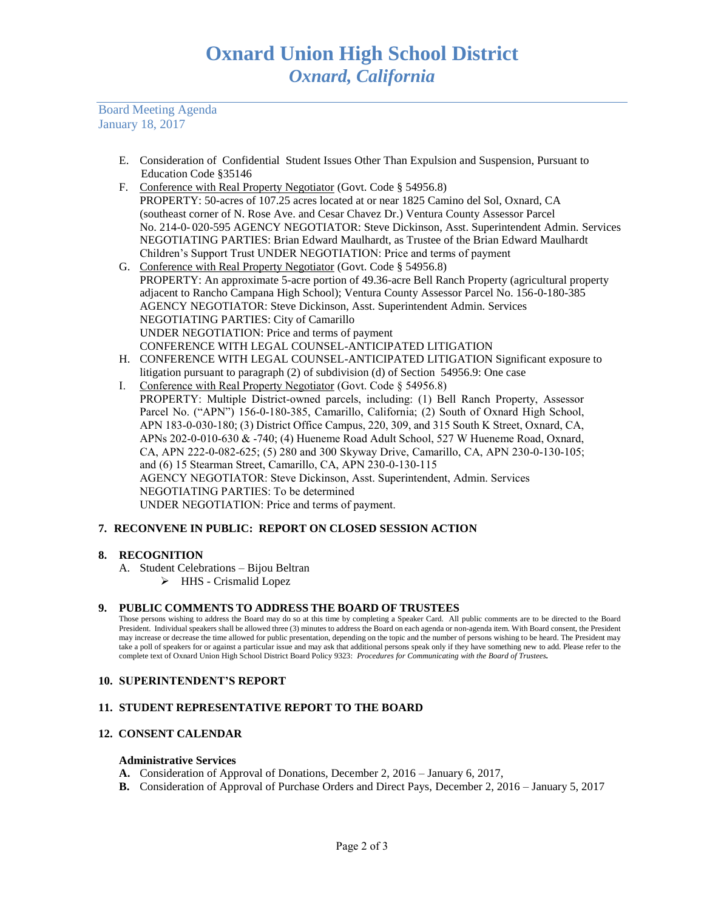# Oxnard Union High School District
## *Oxnard, California*

Board Meeting Agenda
January 18, 2017

E. Consideration of Confidential Student Issues Other Than Expulsion and Suspension, Pursuant to Education Code §35146

F. Conference with Real Property Negotiator (Govt. Code § 54956.8)
PROPERTY: 50-acres of 107.25 acres located at or near 1825 Camino del Sol, Oxnard, CA (southeast corner of N. Rose Ave. and Cesar Chavez Dr.) Ventura County Assessor Parcel No. 214-0- 020-595 AGENCY NEGOTIATOR: Steve Dickinson, Asst. Superintendent Admin. Services NEGOTIATING PARTIES: Brian Edward Maulhardt, as Trustee of the Brian Edward Maulhardt Children's Support Trust UNDER NEGOTIATION: Price and terms of payment

G. Conference with Real Property Negotiator (Govt. Code § 54956.8)
PROPERTY: An approximate 5-acre portion of 49.36-acre Bell Ranch Property (agricultural property adjacent to Rancho Campana High School); Ventura County Assessor Parcel No. 156-0-180-385
AGENCY NEGOTIATOR: Steve Dickinson, Asst. Superintendent Admin. Services
NEGOTIATING PARTIES: City of Camarillo
UNDER NEGOTIATION: Price and terms of payment
CONFERENCE WITH LEGAL COUNSEL-ANTICIPATED LITIGATION

H. CONFERENCE WITH LEGAL COUNSEL-ANTICIPATED LITIGATION Significant exposure to litigation pursuant to paragraph (2) of subdivision (d) of Section 54956.9: One case

I. Conference with Real Property Negotiator (Govt. Code § 54956.8)
PROPERTY: Multiple District-owned parcels, including: (1) Bell Ranch Property, Assessor Parcel No. ("APN") 156-0-180-385, Camarillo, California; (2) South of Oxnard High School, APN 183-0-030-180; (3) District Office Campus, 220, 309, and 315 South K Street, Oxnard, CA, APNs 202-0-010-630 & -740; (4) Hueneme Road Adult School, 527 W Hueneme Road, Oxnard, CA, APN 222-0-082-625; (5) 280 and 300 Skyway Drive, Camarillo, CA, APN 230-0-130-105; and (6) 15 Stearman Street, Camarillo, CA, APN 230-0-130-115
AGENCY NEGOTIATOR: Steve Dickinson, Asst. Superintendent, Admin. Services
NEGOTIATING PARTIES: To be determined
UNDER NEGOTIATION: Price and terms of payment.

**7. RECONVENE IN PUBLIC: REPORT ON CLOSED SESSION ACTION**

**8. RECOGNITION**

A. Student Celebrations – Bijou Beltran
- HHS - Crismalid Lopez

**9. PUBLIC COMMENTS TO ADDRESS THE BOARD OF TRUSTEES**

Those persons wishing to address the Board may do so at this time by completing a Speaker Card. All public comments are to be directed to the Board President. Individual speakers shall be allowed three (3) minutes to address the Board on each agenda or non-agenda item. With Board consent, the President may increase or decrease the time allowed for public presentation, depending on the topic and the number of persons wishing to be heard. The President may take a poll of speakers for or against a particular issue and may ask that additional persons speak only if they have something new to add. Please refer to the complete text of Oxnard Union High School District Board Policy 9323: *Procedures for Communicating with the Board of Trustees.*

**10. SUPERINTENDENT'S REPORT**

**11. STUDENT REPRESENTATIVE REPORT TO THE BOARD**

**12. CONSENT CALENDAR**

**Administrative Services**

**A.** Consideration of Approval of Donations, December 2, 2016 – January 6, 2017,

**B.** Consideration of Approval of Purchase Orders and Direct Pays, December 2, 2016 – January 5, 2017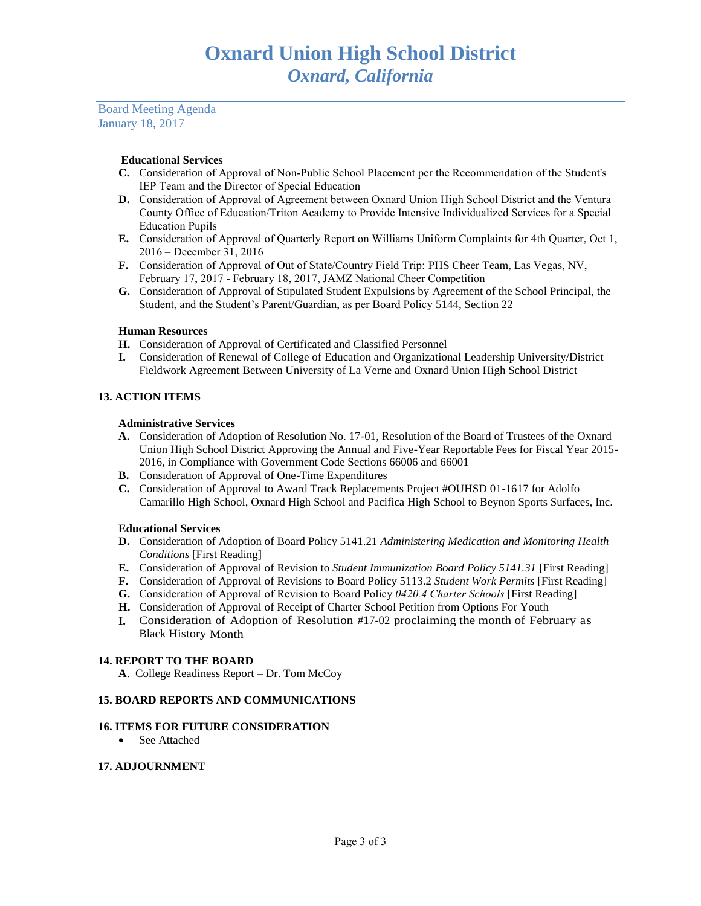# Oxnard Union High School District
## *Oxnard, California*

Board Meeting Agenda
January 18, 2017

**Educational Services**

- **C.** Consideration of Approval of Non-Public School Placement per the Recommendation of the Student's IEP Team and the Director of Special Education
- **D.** Consideration of Approval of Agreement between Oxnard Union High School District and the Ventura County Office of Education/Triton Academy to Provide Intensive Individualized Services for a Special Education Pupils
- **E.** Consideration of Approval of Quarterly Report on Williams Uniform Complaints for 4th Quarter, Oct 1, 2016 – December 31, 2016
- **F.** Consideration of Approval of Out of State/Country Field Trip: PHS Cheer Team, Las Vegas, NV, February 17, 2017 - February 18, 2017, JAMZ National Cheer Competition
- **G.** Consideration of Approval of Stipulated Student Expulsions by Agreement of the School Principal, the Student, and the Student's Parent/Guardian, as per Board Policy 5144, Section 22

**Human Resources**

- **H.** Consideration of Approval of Certificated and Classified Personnel
- **I.** Consideration of Renewal of College of Education and Organizational Leadership University/District Fieldwork Agreement Between University of La Verne and Oxnard Union High School District

### 13. ACTION ITEMS

**Administrative Services**

- **A.** Consideration of Adoption of Resolution No. 17-01, Resolution of the Board of Trustees of the Oxnard Union High School District Approving the Annual and Five-Year Reportable Fees for Fiscal Year 2015-2016, in Compliance with Government Code Sections 66006 and 66001
- **B.** Consideration of Approval of One-Time Expenditures
- **C.** Consideration of Approval to Award Track Replacements Project #OUHSD 01-1617 for Adolfo Camarillo High School, Oxnard High School and Pacifica High School to Beynon Sports Surfaces, Inc.

**Educational Services**

- **D.** Consideration of Adoption of Board Policy 5141.21 *Administering Medication and Monitoring Health Conditions* [First Reading]
- **E.** Consideration of Approval of Revision to *Student Immunization Board Policy 5141.31* [First Reading]
- **F.** Consideration of Approval of Revisions to Board Policy 5113.2 *Student Work Permits* [First Reading]
- **G.** Consideration of Approval of Revision to Board Policy *0420.4 Charter Schools* [First Reading]
- **H.** Consideration of Approval of Receipt of Charter School Petition from Options For Youth
- **I.** Consideration of Adoption of Resolution #17-02 proclaiming the month of February as Black History Month

### 14. REPORT TO THE BOARD

**A**. College Readiness Report – Dr. Tom McCoy

### 15. BOARD REPORTS AND COMMUNICATIONS

### 16. ITEMS FOR FUTURE CONSIDERATION

- See Attached

### 17. ADJOURNMENT